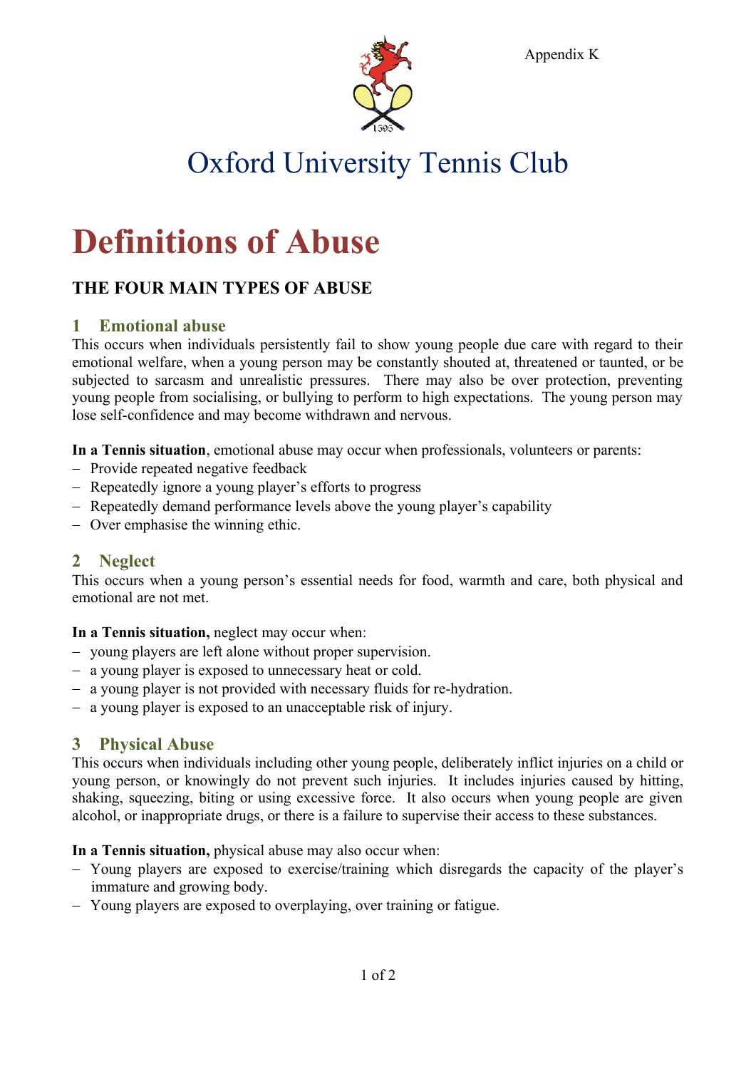Appendix K

# Oxford University Tennis Club

# Definitions of Abuse

## THE FOUR MAIN TYPES OF ABUSE

### 1 Emotional abuse

This occurs when individuals persistently fail to show young people due care with regard to their emotional welfare, when a young person may be constantly shouted at, threatened or taunted, or be subjected to sarcasm and unrealistic pressures. There may also be over protection, preventing young people from socialising, or bullying to perform to high expectations. The young person may lose self-confidence and may become withdrawn and nervous.

**In a Tennis situation**, emotional abuse may occur when professionals, volunteers or parents:

- Provide repeated negative feedback
- Repeatedly ignore a young player's efforts to progress
- Repeatedly demand performance levels above the young player's capability
- Over emphasise the winning ethic.

### 2 Neglect

This occurs when a young person's essential needs for food, warmth and care, both physical and emotional are not met.

**In a Tennis situation,** neglect may occur when:

- young players are left alone without proper supervision.
- a young player is exposed to unnecessary heat or cold.
- a young player is not provided with necessary fluids for re-hydration.
- a young player is exposed to an unacceptable risk of injury.

### 3 Physical Abuse

This occurs when individuals including other young people, deliberately inflict injuries on a child or young person, or knowingly do not prevent such injuries. It includes injuries caused by hitting, shaking, squeezing, biting or using excessive force. It also occurs when young people are given alcohol, or inappropriate drugs, or there is a failure to supervise their access to these substances.

**In a Tennis situation,** physical abuse may also occur when:

- Young players are exposed to exercise/training which disregards the capacity of the player's immature and growing body.
- Young players are exposed to overplaying, over training or fatigue.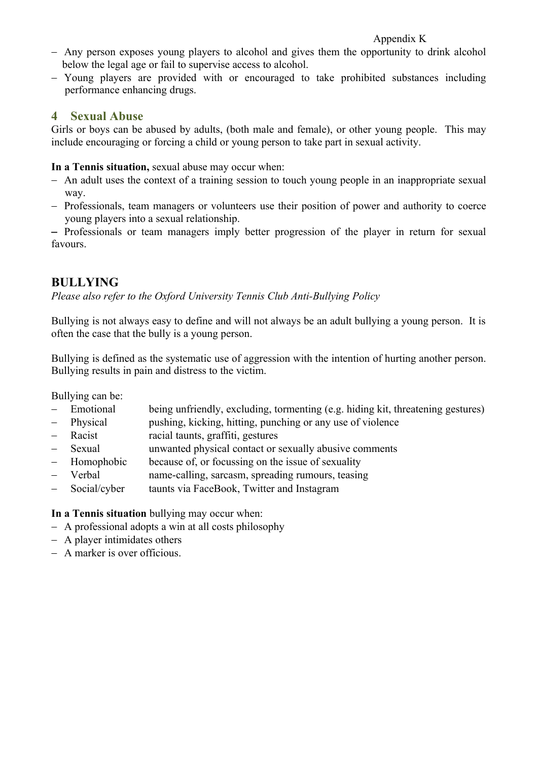- Any person exposes young players to alcohol and gives them the opportunity to drink alcohol below the legal age or fail to supervise access to alcohol.
- Young players are provided with or encouraged to take prohibited substances including performance enhancing drugs.

## 4 Sexual Abuse

Girls or boys can be abused by adults, (both male and female), or other young people. This may include encouraging or forcing a child or young person to take part in sexual activity.

**In a Tennis situation,** sexual abuse may occur when:

- An adult uses the context of a training session to touch young people in an inappropriate sexual way.
- Professionals, team managers or volunteers use their position of power and authority to coerce young players into a sexual relationship.
- Professionals or team managers imply better progression of the player in return for sexual favours.

## BULLYING

*Please also refer to the Oxford University Tennis Club Anti-Bullying Policy*

Bullying is not always easy to define and will not always be an adult bullying a young person. It is often the case that the bully is a young person.

Bullying is defined as the systematic use of aggression with the intention of hurting another person. Bullying results in pain and distress to the victim.

Bullying can be:

- Emotional — being unfriendly, excluding, tormenting (e.g. hiding kit, threatening gestures)
- Physical — pushing, kicking, hitting, punching or any use of violence
- Racist — racial taunts, graffiti, gestures
- Sexual — unwanted physical contact or sexually abusive comments
- Homophobic — because of, or focussing on the issue of sexuality
- Verbal — name-calling, sarcasm, spreading rumours, teasing
- Social/cyber — taunts via FaceBook, Twitter and Instagram

**In a Tennis situation** bullying may occur when:

- A professional adopts a win at all costs philosophy
- A player intimidates others
- A marker is over officious.